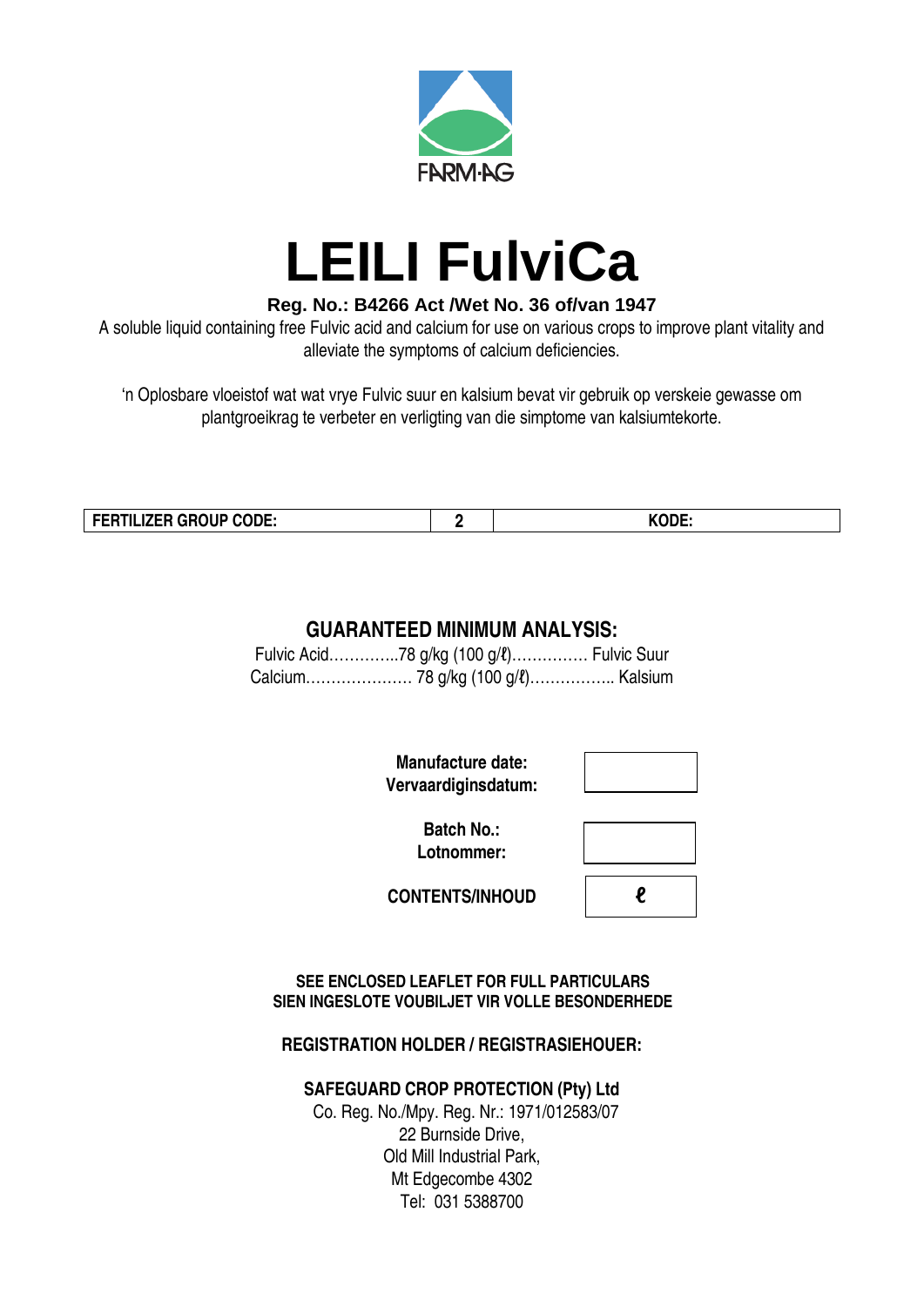FARM·AG

# LEILI FulviCa

**Reg. No.: B4266 Act /Wet No. 36 of/van 1947**

A soluble liquid containing free Fulvic acid and calcium for use on various crops to improve plant vitality and alleviate the symptoms of calcium deficiencies.

'n Oplosbare vloeistof wat wat vrye Fulvic suur en kalsium bevat vir gebruik op verskeie gewasse om plantgroeikrag te verbeter en verligting van die simptome van kalsiumtekorte.

| FERTILIZER GROUP CODE: | 2 | KODE: |
|---|---|---|

## GUARANTEED MINIMUM ANALYSIS:

Fulvic Acid…………..78 g/kg (100 g/ℓ)…………… Fulvic Suur
Calcium………………… 78 g/kg (100 g/ℓ)…………….. Kalsium

| | |
|---|---|
| **Manufacture date: Vervaardiginsdatum:** | |
| **Batch No.: Lotnommer:** | |
| **CONTENTS/INHOUD** | ℓ |

**SEE ENCLOSED LEAFLET FOR FULL PARTICULARS**
**SIEN INGESLOTE VOUBILJET VIR VOLLE BESONDERHEDE**

**REGISTRATION HOLDER / REGISTRASIEHOUER:**

**SAFEGUARD CROP PROTECTION (Pty) Ltd**
Co. Reg. No./Mpy. Reg. Nr.: 1971/012583/07
22 Burnside Drive,
Old Mill Industrial Park,
Mt Edgecombe 4302
Tel: 031 5388700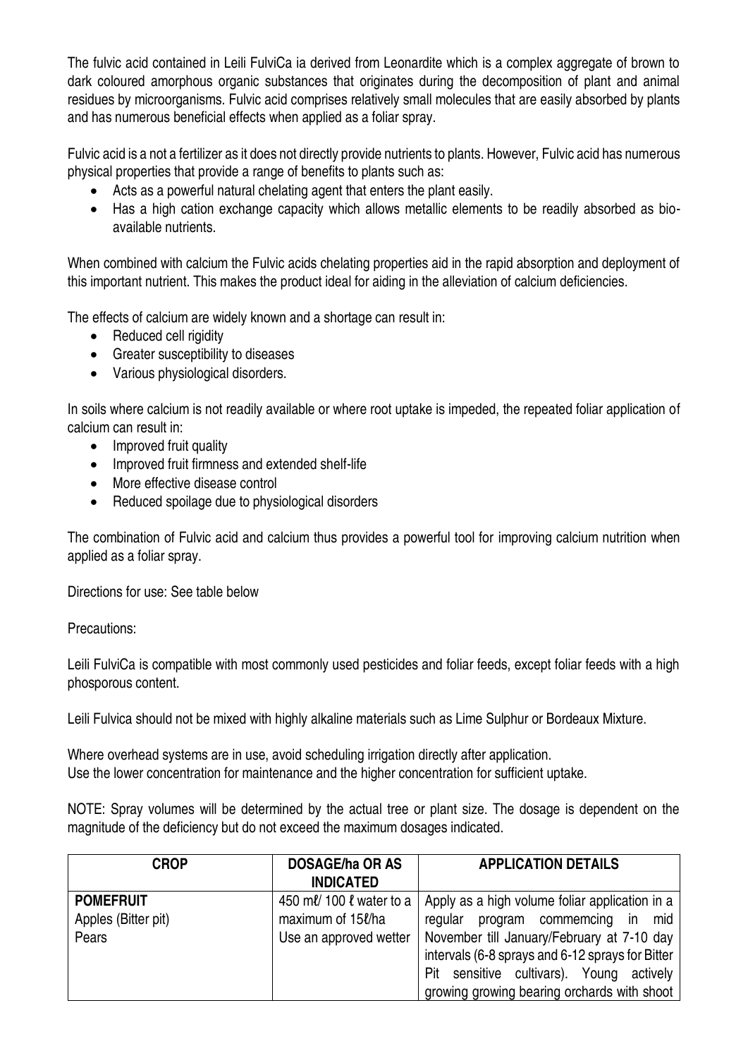The fulvic acid contained in Leili FulviCa ia derived from Leonardite which is a complex aggregate of brown to dark coloured amorphous organic substances that originates during the decomposition of plant and animal residues by microorganisms. Fulvic acid comprises relatively small molecules that are easily absorbed by plants and has numerous beneficial effects when applied as a foliar spray.

Fulvic acid is a not a fertilizer as it does not directly provide nutrients to plants. However, Fulvic acid has numerous physical properties that provide a range of benefits to plants such as:

- Acts as a powerful natural chelating agent that enters the plant easily.
- Has a high cation exchange capacity which allows metallic elements to be readily absorbed as bio-available nutrients.

When combined with calcium the Fulvic acids chelating properties aid in the rapid absorption and deployment of this important nutrient. This makes the product ideal for aiding in the alleviation of calcium deficiencies.

The effects of calcium are widely known and a shortage can result in:

- Reduced cell rigidity
- Greater susceptibility to diseases
- Various physiological disorders.

In soils where calcium is not readily available or where root uptake is impeded, the repeated foliar application of calcium can result in:

- Improved fruit quality
- Improved fruit firmness and extended shelf-life
- More effective disease control
- Reduced spoilage due to physiological disorders

The combination of Fulvic acid and calcium thus provides a powerful tool for improving calcium nutrition when applied as a foliar spray.

Directions for use: See table below

Precautions:

Leili FulviCa is compatible with most commonly used pesticides and foliar feeds, except foliar feeds with a high phosporous content.

Leili Fulvica should not be mixed with highly alkaline materials such as Lime Sulphur or Bordeaux Mixture.

Where overhead systems are in use, avoid scheduling irrigation directly after application.
Use the lower concentration for maintenance and the higher concentration for sufficient uptake.

NOTE: Spray volumes will be determined by the actual tree or plant size. The dosage is dependent on the magnitude of the deficiency but do not exceed the maximum dosages indicated.

| CROP | DOSAGE/ha OR AS INDICATED | APPLICATION DETAILS |
|---|---|---|
| **POMEFRUIT**<br>Apples (Bitter pit)<br>Pears | 450 mℓ/ 100 ℓ water to a maximum of 15ℓ/ha<br>Use an approved wetter | Apply as a high volume foliar application in a regular program commemcing in mid November till January/February at 7-10 day intervals (6-8 sprays and 6-12 sprays for Bitter Pit sensitive cultivars). Young actively growing growing bearing orchards with shoot |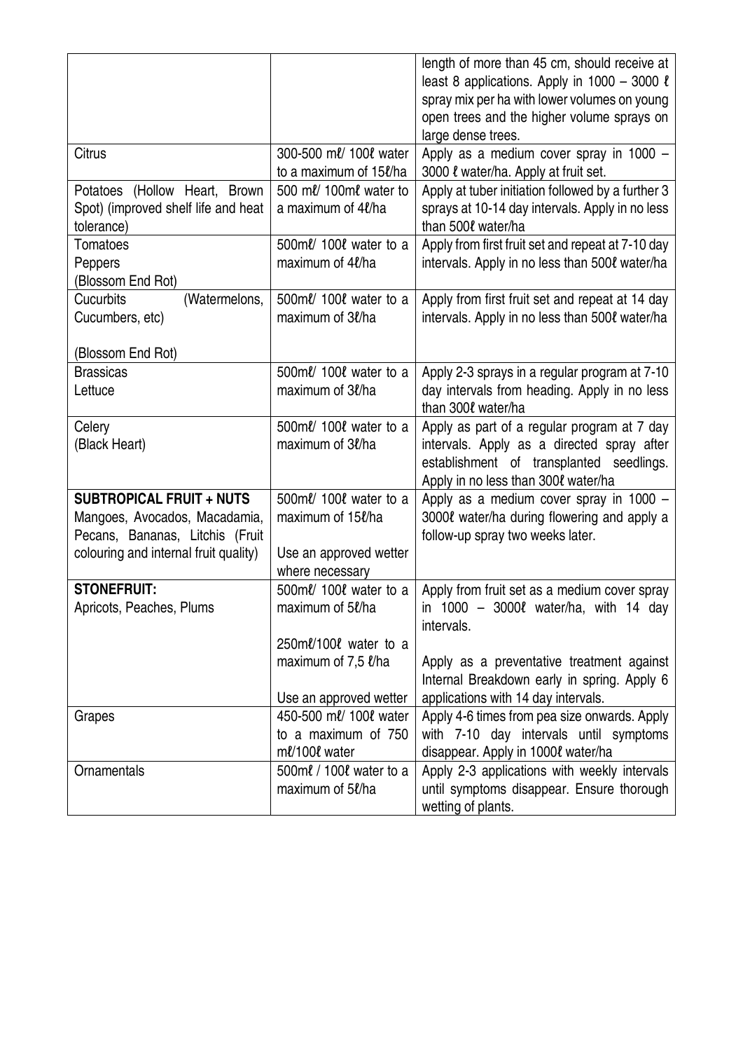| | | |
|---|---|---|
| | | length of more than 45 cm, should receive at least 8 applications. Apply in 1000 – 3000 ℓ spray mix per ha with lower volumes on young open trees and the higher volume sprays on large dense trees. |
| Citrus | 300-500 mℓ/ 100ℓ water to a maximum of 15ℓ/ha | Apply as a medium cover spray in 1000 – 3000 ℓ water/ha. Apply at fruit set. |
| Potatoes (Hollow Heart, Brown Spot) (improved shelf life and heat tolerance) | 500 mℓ/ 100mℓ water to a maximum of 4ℓ/ha | Apply at tuber initiation followed by a further 3 sprays at 10-14 day intervals. Apply in no less than 500ℓ water/ha |
| Tomatoes<br>Peppers<br>(Blossom End Rot) | 500mℓ/ 100ℓ water to a maximum of 4ℓ/ha | Apply from first fruit set and repeat at 7-10 day intervals. Apply in no less than 500ℓ water/ha |
| Cucurbits (Watermelons, Cucumbers, etc)<br><br>(Blossom End Rot) | 500mℓ/ 100ℓ water to a maximum of 3ℓ/ha | Apply from first fruit set and repeat at 14 day intervals. Apply in no less than 500ℓ water/ha |
| Brassicas<br>Lettuce | 500mℓ/ 100ℓ water to a maximum of 3ℓ/ha | Apply 2-3 sprays in a regular program at 7-10 day intervals from heading. Apply in no less than 300ℓ water/ha |
| Celery<br>(Black Heart) | 500mℓ/ 100ℓ water to a maximum of 3ℓ/ha | Apply as part of a regular program at 7 day intervals. Apply as a directed spray after establishment of transplanted seedlings. Apply in no less than 300ℓ water/ha |
| **SUBTROPICAL FRUIT + NUTS**<br>Mangoes, Avocados, Macadamia, Pecans, Bananas, Litchis (Fruit colouring and internal fruit quality) | 500mℓ/ 100ℓ water to a maximum of 15ℓ/ha<br><br>Use an approved wetter where necessary | Apply as a medium cover spray in 1000 – 3000ℓ water/ha during flowering and apply a follow-up spray two weeks later. |
| **STONEFRUIT:**<br>Apricots, Peaches, Plums | 500mℓ/ 100ℓ water to a maximum of 5ℓ/ha<br><br>250mℓ/100ℓ water to a maximum of 7,5 ℓ/ha<br><br>Use an approved wetter | Apply from fruit set as a medium cover spray in 1000 – 3000ℓ water/ha, with 14 day intervals.<br><br>Apply as a preventative treatment against Internal Breakdown early in spring. Apply 6 applications with 14 day intervals. |
| Grapes | 450-500 mℓ/ 100ℓ water to a maximum of 750 mℓ/100ℓ water | Apply 4-6 times from pea size onwards. Apply with 7-10 day intervals until symptoms disappear. Apply in 1000ℓ water/ha |
| Ornamentals | 500mℓ / 100ℓ water to a maximum of 5ℓ/ha | Apply 2-3 applications with weekly intervals until symptoms disappear. Ensure thorough wetting of plants. |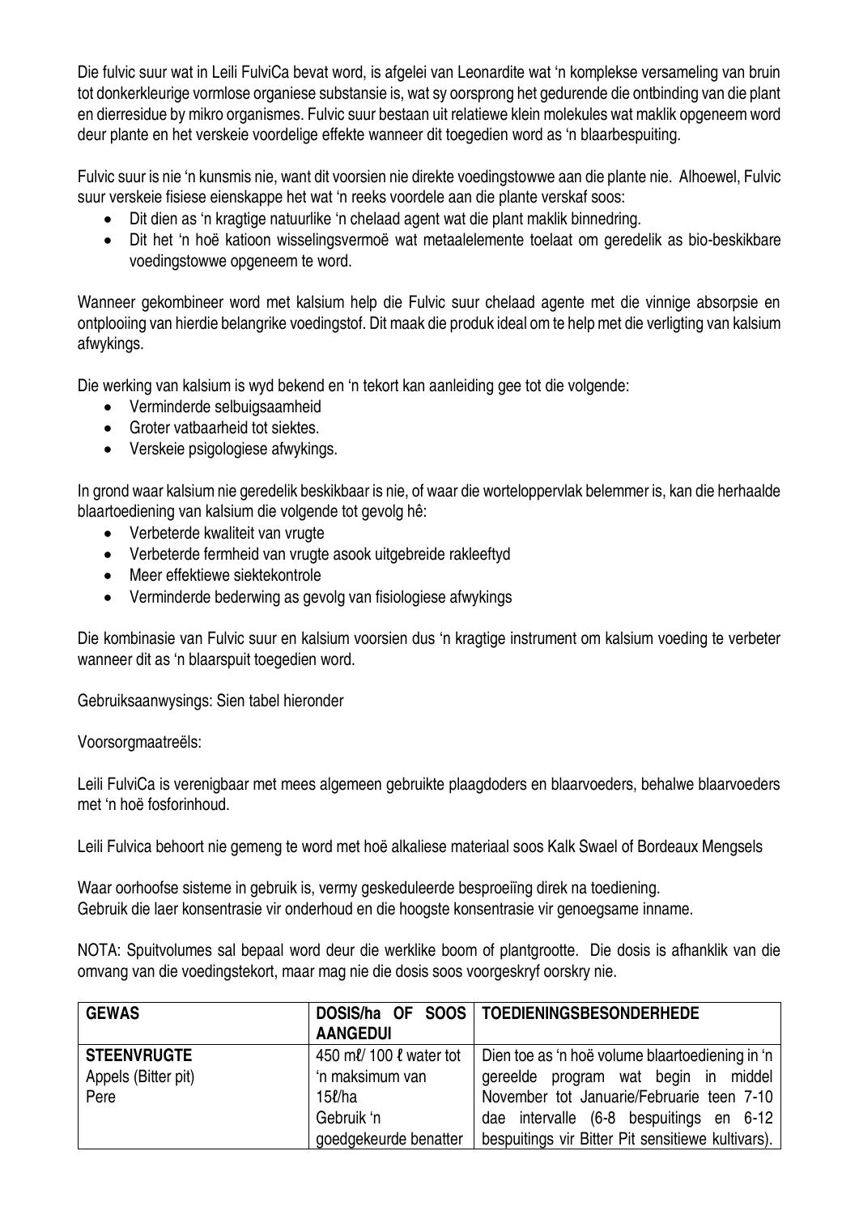Die fulvic suur wat in Leili FulviCa bevat word, is afgelei van Leonardite wat 'n komplekse versameling van bruin tot donkerkleurige vormlose organiese substansie is, wat sy oorsprong het gedurende die ontbinding van die plant en dierresidue by mikro organismes. Fulvic suur bestaan uit relatiewe klein molekules wat maklik opgeneem word deur plante en het verskeie voordelige effekte wanneer dit toegedien word as 'n blaarbespuiting.

Fulvic suur is nie 'n kunsmis nie, want dit voorsien nie direkte voedingstowwe aan die plante nie. Alhoewel, Fulvic suur verskeie fisiese eienskappe het wat 'n reeks voordele aan die plante verskaf soos:

- Dit dien as 'n kragtige natuurlike 'n chelaad agent wat die plant maklik binnedring.
- Dit het 'n hoë katioon wisselingsvermoë wat metaalelemente toelaat om geredelik as bio-beskikbare voedingstowwe opgeneem te word.

Wanneer gekombineer word met kalsium help die Fulvic suur chelaad agente met die vinnige absorpsie en ontplooiing van hierdie belangrike voedingstof. Dit maak die produk ideal om te help met die verligting van kalsium afwykings.

Die werking van kalsium is wyd bekend en 'n tekort kan aanleiding gee tot die volgende:

- Verminderde selbuigsaamheid
- Groter vatbaarheid tot siektes.
- Verskeie psigologiese afwykings.

In grond waar kalsium nie geredelik beskikbaar is nie, of waar die worteloppervlak belemmer is, kan die herhaalde blaartoediening van kalsium die volgende tot gevolg hê:

- Verbeterde kwaliteit van vrugte
- Verbeterde fermheid van vrugte asook uitgebreide rakleeftyd
- Meer effektiewe siektekontrole
- Verminderde bederwing as gevolg van fisiologiese afwykings

Die kombinasie van Fulvic suur en kalsium voorsien dus 'n kragtige instrument om kalsium voeding te verbeter wanneer dit as 'n blaarspuit toegedien word.

Gebruiksaanwysings: Sien tabel hieronder

Voorsorgmaatreëls:

Leili FulviCa is verenigbaar met mees algemeen gebruikte plaagdoders en blaarvoeders, behalwe blaarvoeders met 'n hoë fosforinhoud.

Leili Fulvica behoort nie gemeng te word met hoë alkaliese materiaal soos Kalk Swael of Bordeaux Mengsels

Waar oorhoofse sisteme in gebruik is, vermy geskeduleerde besproeiïng direk na toediening.
Gebruik die laer konsentrasie vir onderhoud en die hoogste konsentrasie vir genoegsame inname.

NOTA: Spuitvolumes sal bepaal word deur die werklike boom of plantgrootte. Die dosis is afhanklik van die omvang van die voedingstekort, maar mag nie die dosis soos voorgeskryf oorskry nie.

| GEWAS | DOSIS/ha OF SOOS AANGEDUI | TOEDIENINGSBESONDERHEDE |
|---|---|---|
| **STEENVRUGTE**<br>Appels (Bitter pit)<br>Pere | 450 mℓ/ 100 ℓ water tot 'n maksimum van 15ℓ/ha<br>Gebruik 'n goedgekeurde benatter | Dien toe as 'n hoë volume blaartoediening in 'n gereelde program wat begin in middel November tot Januarie/Februarie teen 7-10 dae intervalle (6-8 bespuitings en 6-12 bespuitings vir Bitter Pit sensitiewe kultivars). |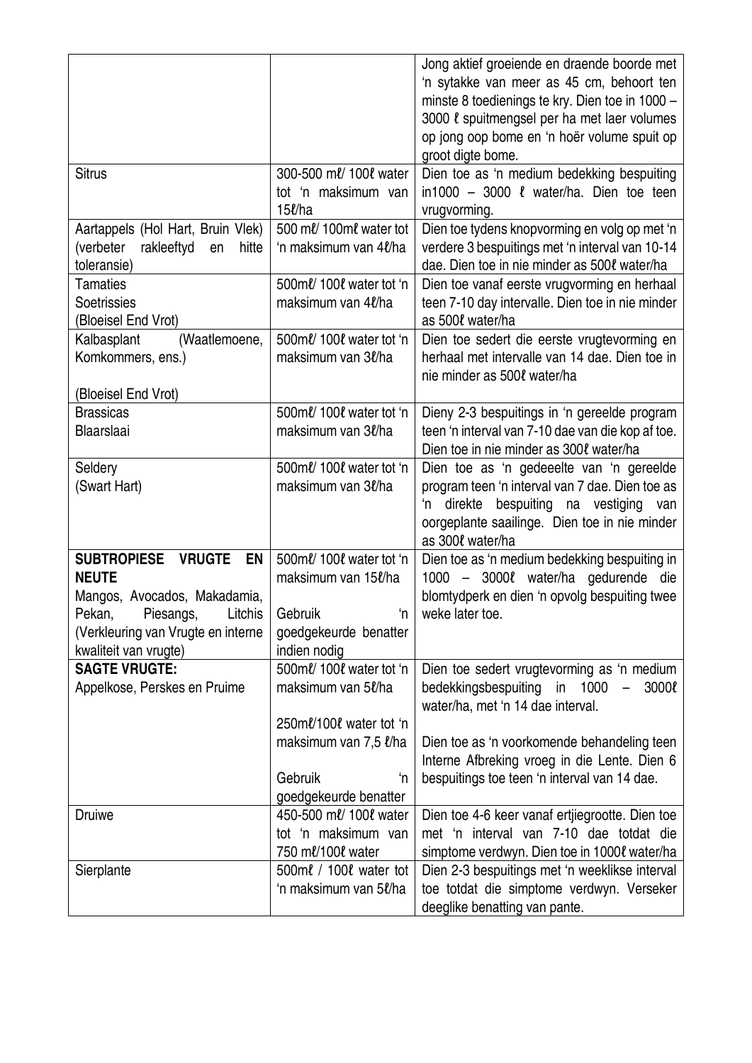| | | |
|---|---|---|
| | | Jong aktief groeiende en draende boorde met 'n sytakke van meer as 45 cm, behoort ten minste 8 toedienings te kry. Dien toe in 1000 – 3000 ℓ spuitmengsel per ha met laer volumes op jong oop bome en 'n hoër volume spuit op groot digte bome. |
| Sitrus | 300-500 mℓ/ 100ℓ water tot 'n maksimum van 15ℓ/ha | Dien toe as 'n medium bedekking bespuiting in1000 – 3000 ℓ water/ha. Dien toe teen vrugvorming. |
| Aartappels (Hol Hart, Bruin Vlek) (verbeter rakleeftyd en hitte toleransie) | 500 mℓ/ 100mℓ water tot 'n maksimum van 4ℓ/ha | Dien toe tydens knopvorming en volg op met 'n verdere 3 bespuitings met 'n interval van 10-14 dae. Dien toe in nie minder as 500ℓ water/ha |
| Tamaties<br>Soetrissies<br>(Bloeisel End Vrot) | 500mℓ/ 100ℓ water tot 'n maksimum van 4ℓ/ha | Dien toe vanaf eerste vrugvorming en herhaal teen 7-10 day intervalle. Dien toe in nie minder as 500ℓ water/ha |
| Kalbasplant (Waatlemoene, Komkommers, ens.)<br><br>(Bloeisel End Vrot) | 500mℓ/ 100ℓ water tot 'n maksimum van 3ℓ/ha | Dien toe sedert die eerste vrugtevorming en herhaal met intervalle van 14 dae. Dien toe in nie minder as 500ℓ water/ha |
| Brassicas<br>Blaarslaai | 500mℓ/ 100ℓ water tot 'n maksimum van 3ℓ/ha | Dieny 2-3 bespuitings in 'n gereelde program teen 'n interval van 7-10 dae van die kop af toe. Dien toe in nie minder as 300ℓ water/ha |
| Seldery<br>(Swart Hart) | 500mℓ/ 100ℓ water tot 'n maksimum van 3ℓ/ha | Dien toe as 'n gedeeelte van 'n gereelde program teen 'n interval van 7 dae. Dien toe as 'n direkte bespuiting na vestiging van oorgeplante saailinge. Dien toe in nie minder as 300ℓ water/ha |
| **SUBTROPIESE VRUGTE EN NEUTE**<br>Mangos, Avocados, Makadamia, Pekan, Piesangs, Litchis (Verkleuring van Vrugte en interne kwaliteit van vrugte) | 500mℓ/ 100ℓ water tot 'n maksimum van 15ℓ/ha<br><br>Gebruik 'n goedgekeurde benatter indien nodig | Dien toe as 'n medium bedekking bespuiting in 1000 – 3000ℓ water/ha gedurende die blomtydperk en dien 'n opvolg bespuiting twee weke later toe. |
| **SAGTE VRUGTE:**<br>Appelkose, Perskes en Pruime | 500mℓ/ 100ℓ water tot 'n maksimum van 5ℓ/ha<br><br>250mℓ/100ℓ water tot 'n maksimum van 7,5 ℓ/ha<br><br>Gebruik 'n goedgekeurde benatter | Dien toe sedert vrugtevorming as 'n medium bedekkingsbespuiting in 1000 – 3000ℓ water/ha, met 'n 14 dae interval.<br><br>Dien toe as 'n voorkomende behandeling teen Interne Afbreking vroeg in die Lente. Dien 6 bespuitings toe teen 'n interval van 14 dae. |
| Druiwe | 450-500 mℓ/ 100ℓ water tot 'n maksimum van 750 mℓ/100ℓ water | Dien toe 4-6 keer vanaf ertjiegrootte. Dien toe met 'n interval van 7-10 dae totdat die simptome verdwyn. Dien toe in 1000ℓ water/ha |
| Sierplante | 500mℓ / 100ℓ water tot 'n maksimum van 5ℓ/ha | Dien 2-3 bespuitings met 'n weeklikse interval toe totdat die simptome verdwyn. Verseker deeglike benatting van pante. |